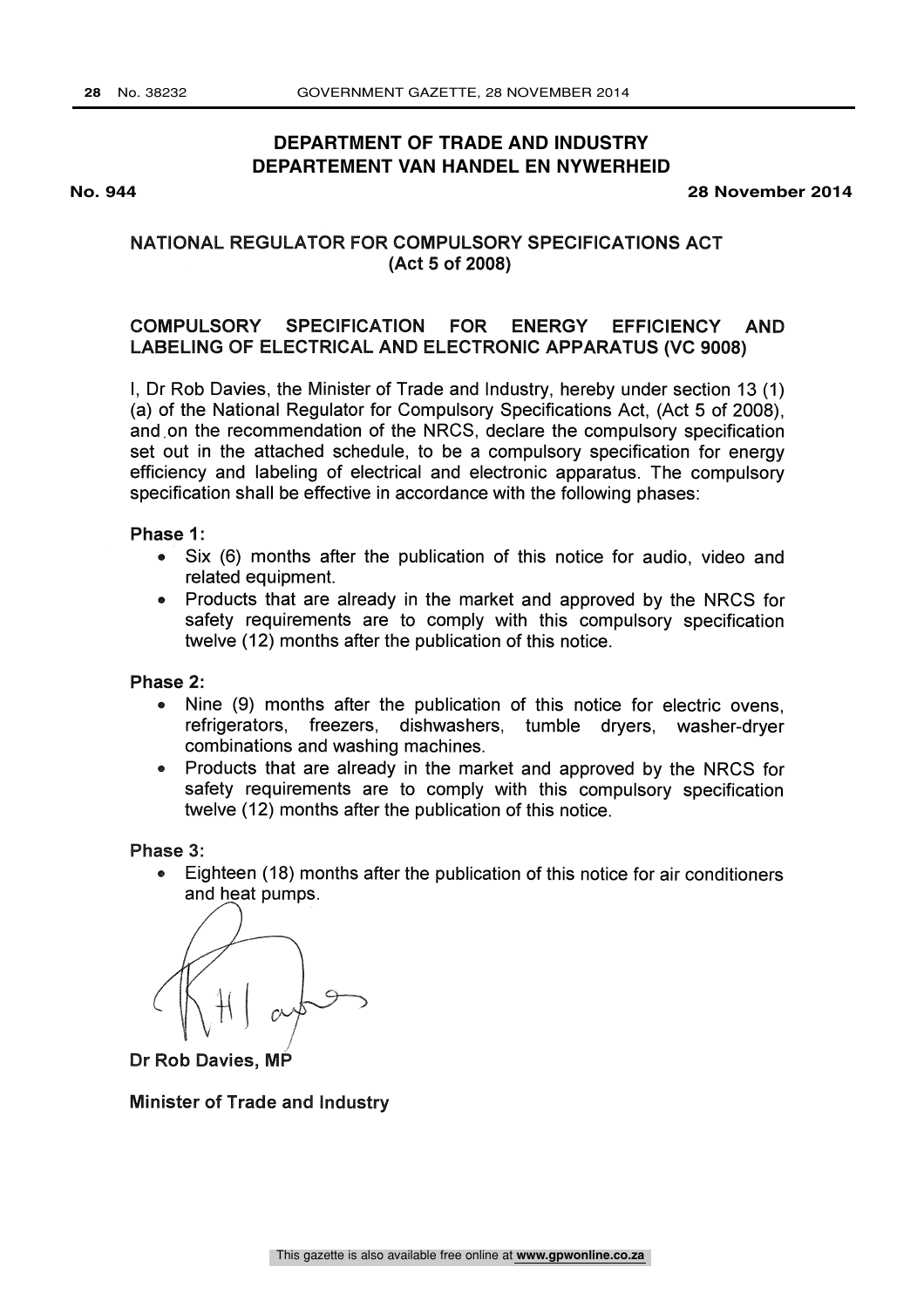# DEPARTMENT OF TRADE AND INDUSTRY
# DEPARTEMENT VAN HANDEL EN NYWERHEID

**No. 944** **28 November 2014**

## NATIONAL REGULATOR FOR COMPULSORY SPECIFICATIONS ACT (Act 5 of 2008)

## COMPULSORY SPECIFICATION FOR ENERGY EFFICIENCY AND LABELING OF ELECTRICAL AND ELECTRONIC APPARATUS (VC 9008)

I, Dr Rob Davies, the Minister of Trade and Industry, hereby under section 13 (1) (a) of the National Regulator for Compulsory Specifications Act, (Act 5 of 2008), and on the recommendation of the NRCS, declare the compulsory specification set out in the attached schedule, to be a compulsory specification for energy efficiency and labeling of electrical and electronic apparatus. The compulsory specification shall be effective in accordance with the following phases:

**Phase 1:**

- Six (6) months after the publication of this notice for audio, video and related equipment.
- Products that are already in the market and approved by the NRCS for safety requirements are to comply with this compulsory specification twelve (12) months after the publication of this notice.

**Phase 2:**

- Nine (9) months after the publication of this notice for electric ovens, refrigerators, freezers, dishwashers, tumble dryers, washer-dryer combinations and washing machines.
- Products that are already in the market and approved by the NRCS for safety requirements are to comply with this compulsory specification twelve (12) months after the publication of this notice.

**Phase 3:**

- Eighteen (18) months after the publication of this notice for air conditioners and heat pumps.

**Dr Rob Davies, MP**

**Minister of Trade and Industry**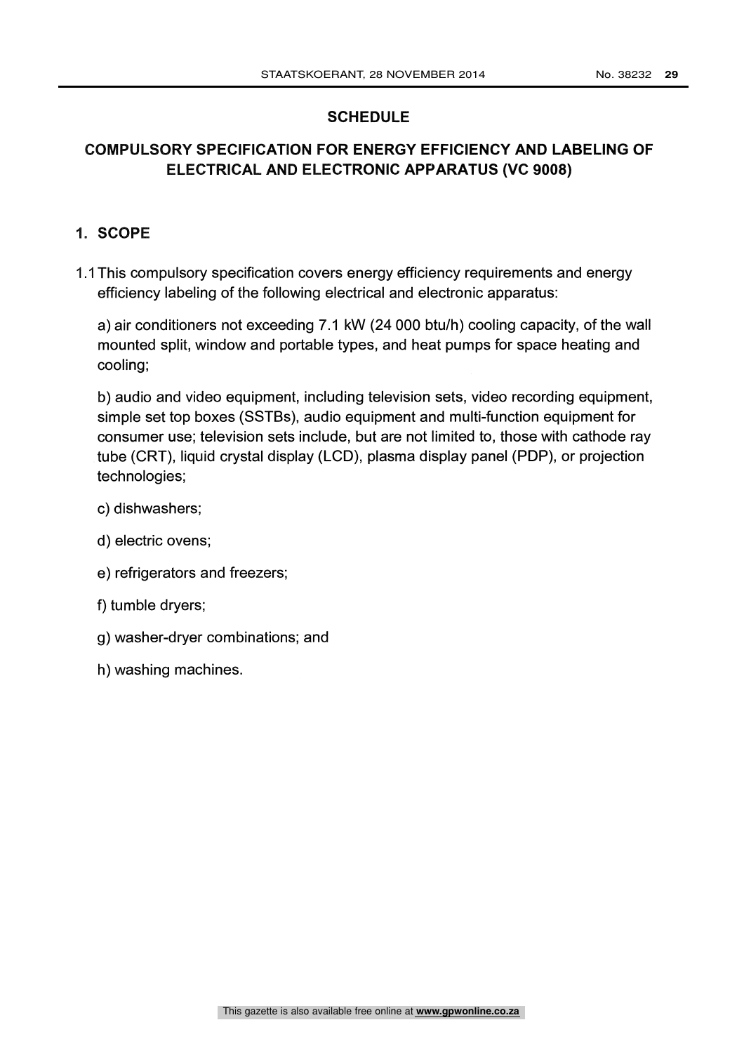## SCHEDULE

## COMPULSORY SPECIFICATION FOR ENERGY EFFICIENCY AND LABELING OF ELECTRICAL AND ELECTRONIC APPARATUS (VC 9008)

### 1. SCOPE

1.1 This compulsory specification covers energy efficiency requirements and energy efficiency labeling of the following electrical and electronic apparatus:

a) air conditioners not exceeding 7.1 kW (24 000 btu/h) cooling capacity, of the wall mounted split, window and portable types, and heat pumps for space heating and cooling;

b) audio and video equipment, including television sets, video recording equipment, simple set top boxes (SSTBs), audio equipment and multi-function equipment for consumer use; television sets include, but are not limited to, those with cathode ray tube (CRT), liquid crystal display (LCD), plasma display panel (PDP), or projection technologies;

c) dishwashers;

d) electric ovens;

e) refrigerators and freezers;

f) tumble dryers;

g) washer-dryer combinations; and

h) washing machines.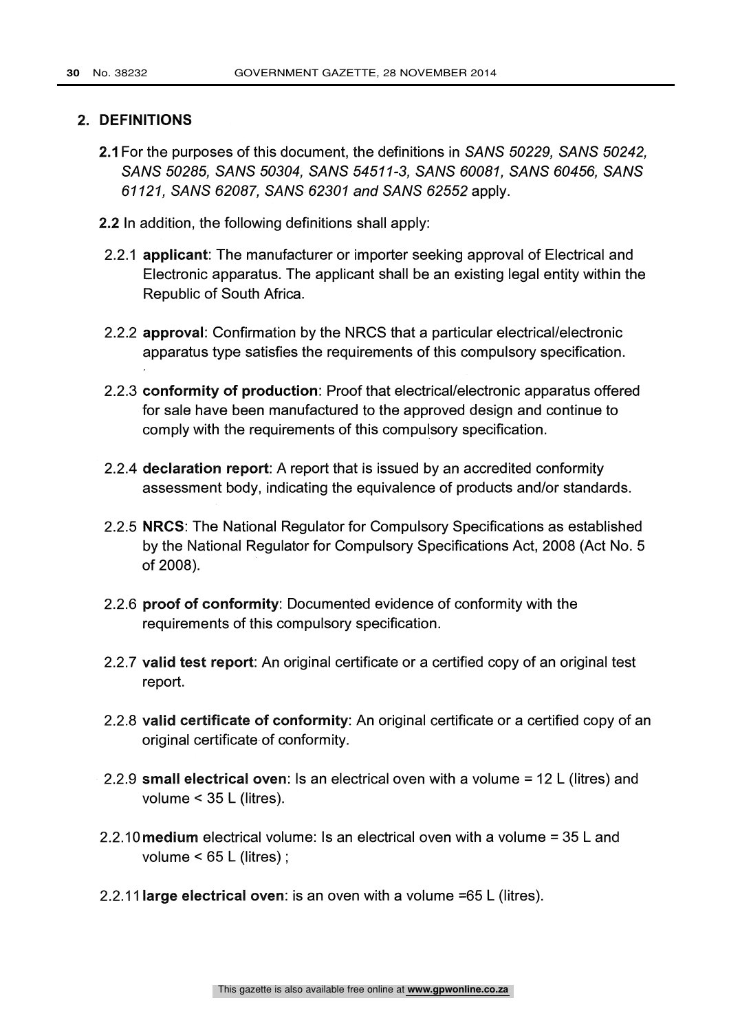## 2. DEFINITIONS

**2.1** For the purposes of this document, the definitions in *SANS 50229, SANS 50242, SANS 50285, SANS 50304, SANS 54511-3, SANS 60081, SANS 60456, SANS 61121, SANS 62087, SANS 62301 and SANS 62552* apply.

**2.2** In addition, the following definitions shall apply:

2.2.1 **applicant**: The manufacturer or importer seeking approval of Electrical and Electronic apparatus. The applicant shall be an existing legal entity within the Republic of South Africa.

2.2.2 **approval**: Confirmation by the NRCS that a particular electrical/electronic apparatus type satisfies the requirements of this compulsory specification.

2.2.3 **conformity of production**: Proof that electrical/electronic apparatus offered for sale have been manufactured to the approved design and continue to comply with the requirements of this compulsory specification.

2.2.4 **declaration report**: A report that is issued by an accredited conformity assessment body, indicating the equivalence of products and/or standards.

2.2.5 **NRCS**: The National Regulator for Compulsory Specifications as established by the National Regulator for Compulsory Specifications Act, 2008 (Act No. 5 of 2008).

2.2.6 **proof of conformity**: Documented evidence of conformity with the requirements of this compulsory specification.

2.2.7 **valid test report**: An original certificate or a certified copy of an original test report.

2.2.8 **valid certificate of conformity**: An original certificate or a certified copy of an original certificate of conformity.

2.2.9 **small electrical oven**: Is an electrical oven with a volume = 12 L (litres) and volume < 35 L (litres).

2.2.10 **medium** electrical volume: Is an electrical oven with a volume = 35 L and volume < 65 L (litres) ;

2.2.11 **large electrical oven**: is an oven with a volume =65 L (litres).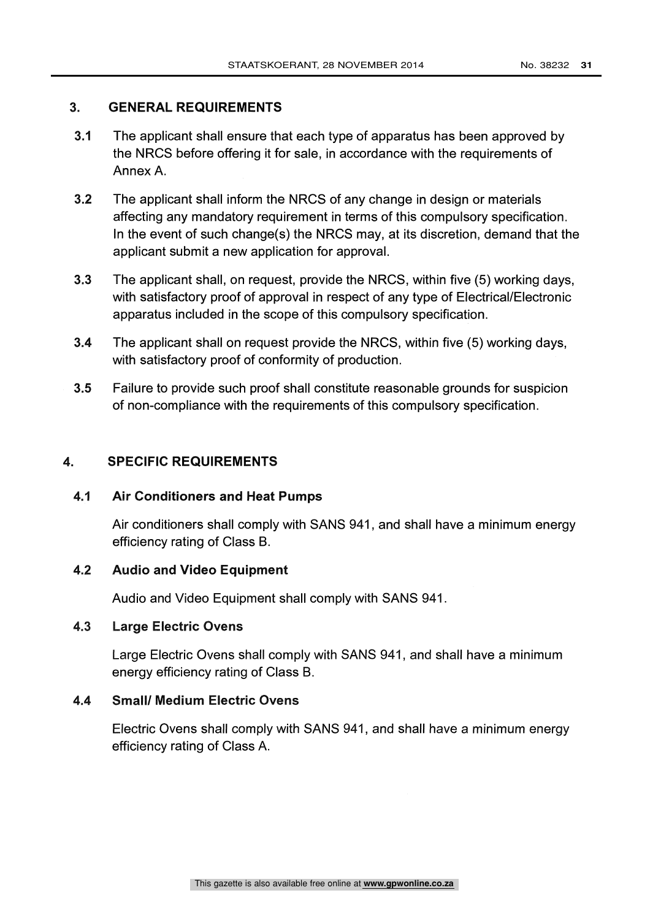## 3. GENERAL REQUIREMENTS

**3.1** The applicant shall ensure that each type of apparatus has been approved by the NRCS before offering it for sale, in accordance with the requirements of Annex A.

**3.2** The applicant shall inform the NRCS of any change in design or materials affecting any mandatory requirement in terms of this compulsory specification. In the event of such change(s) the NRCS may, at its discretion, demand that the applicant submit a new application for approval.

**3.3** The applicant shall, on request, provide the NRCS, within five (5) working days, with satisfactory proof of approval in respect of any type of Electrical/Electronic apparatus included in the scope of this compulsory specification.

**3.4** The applicant shall on request provide the NRCS, within five (5) working days, with satisfactory proof of conformity of production.

**3.5** Failure to provide such proof shall constitute reasonable grounds for suspicion of non-compliance with the requirements of this compulsory specification.

## 4. SPECIFIC REQUIREMENTS

### 4.1 Air Conditioners and Heat Pumps

Air conditioners shall comply with SANS 941, and shall have a minimum energy efficiency rating of Class B.

### 4.2 Audio and Video Equipment

Audio and Video Equipment shall comply with SANS 941.

### 4.3 Large Electric Ovens

Large Electric Ovens shall comply with SANS 941, and shall have a minimum energy efficiency rating of Class B.

### 4.4 Small/ Medium Electric Ovens

Electric Ovens shall comply with SANS 941, and shall have a minimum energy efficiency rating of Class A.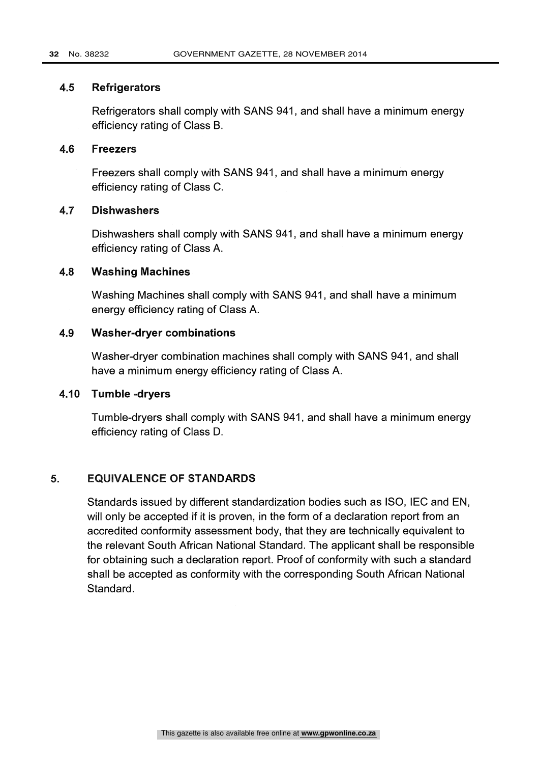### 4.5 Refrigerators

Refrigerators shall comply with SANS 941, and shall have a minimum energy efficiency rating of Class B.

### 4.6 Freezers

Freezers shall comply with SANS 941, and shall have a minimum energy efficiency rating of Class C.

### 4.7 Dishwashers

Dishwashers shall comply with SANS 941, and shall have a minimum energy efficiency rating of Class A.

### 4.8 Washing Machines

Washing Machines shall comply with SANS 941, and shall have a minimum energy efficiency rating of Class A.

### 4.9 Washer-dryer combinations

Washer-dryer combination machines shall comply with SANS 941, and shall have a minimum energy efficiency rating of Class A.

### 4.10 Tumble -dryers

Tumble-dryers shall comply with SANS 941, and shall have a minimum energy efficiency rating of Class D.

## 5. EQUIVALENCE OF STANDARDS

Standards issued by different standardization bodies such as ISO, IEC and EN, will only be accepted if it is proven, in the form of a declaration report from an accredited conformity assessment body, that they are technically equivalent to the relevant South African National Standard. The applicant shall be responsible for obtaining such a declaration report. Proof of conformity with such a standard shall be accepted as conformity with the corresponding South African National Standard.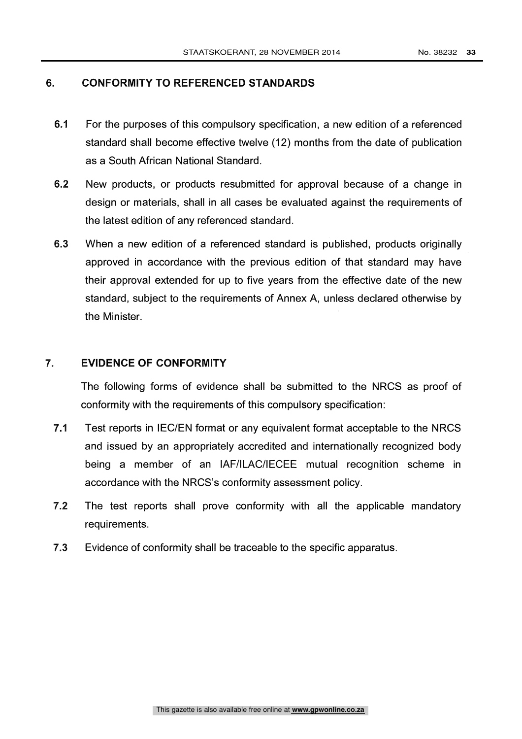## 6. CONFORMITY TO REFERENCED STANDARDS

**6.1** For the purposes of this compulsory specification, a new edition of a referenced standard shall become effective twelve (12) months from the date of publication as a South African National Standard.

**6.2** New products, or products resubmitted for approval because of a change in design or materials, shall in all cases be evaluated against the requirements of the latest edition of any referenced standard.

**6.3** When a new edition of a referenced standard is published, products originally approved in accordance with the previous edition of that standard may have their approval extended for up to five years from the effective date of the new standard, subject to the requirements of Annex A, unless declared otherwise by the Minister.

## 7. EVIDENCE OF CONFORMITY

The following forms of evidence shall be submitted to the NRCS as proof of conformity with the requirements of this compulsory specification:

**7.1** Test reports in IEC/EN format or any equivalent format acceptable to the NRCS and issued by an appropriately accredited and internationally recognized body being a member of an IAF/ILAC/IECEE mutual recognition scheme in accordance with the NRCS's conformity assessment policy.

**7.2** The test reports shall prove conformity with all the applicable mandatory requirements.

**7.3** Evidence of conformity shall be traceable to the specific apparatus.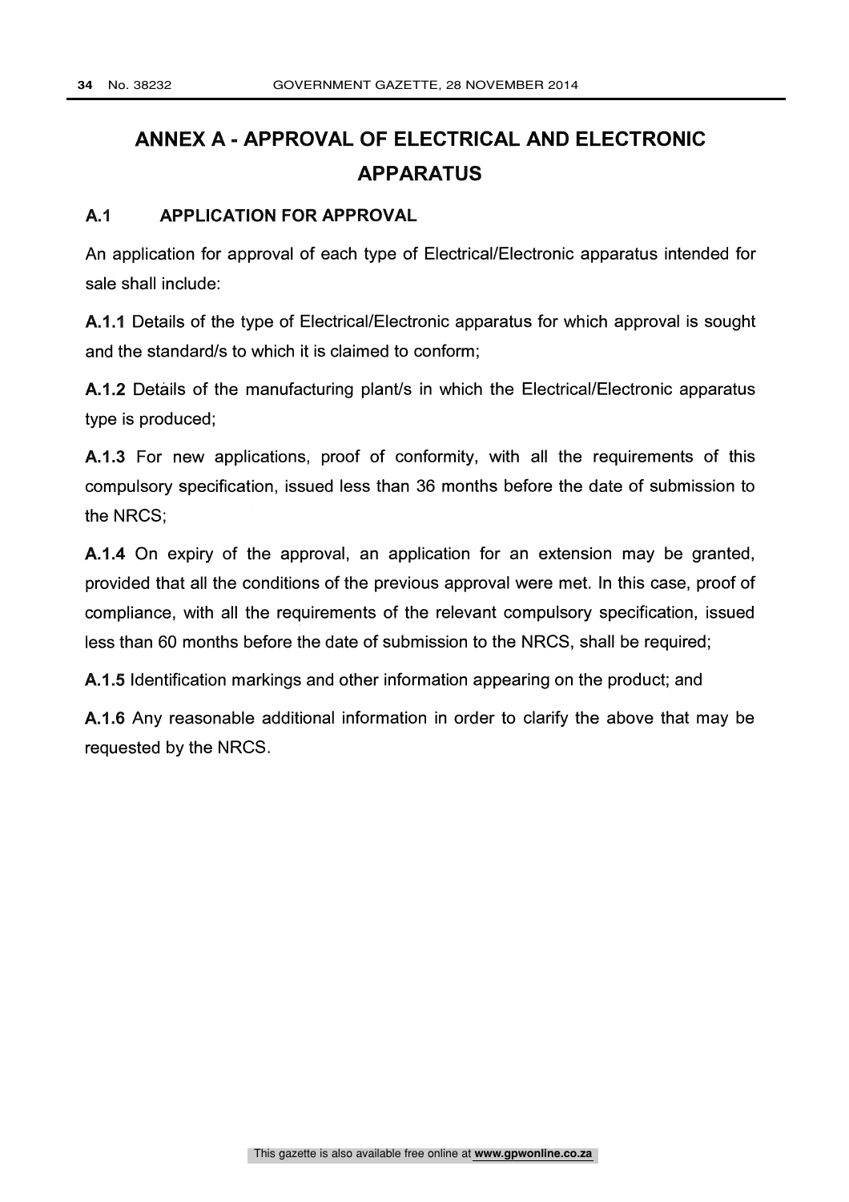# ANNEX A - APPROVAL OF ELECTRICAL AND ELECTRONIC APPARATUS

## A.1 APPLICATION FOR APPROVAL

An application for approval of each type of Electrical/Electronic apparatus intended for sale shall include:

**A.1.1** Details of the type of Electrical/Electronic apparatus for which approval is sought and the standard/s to which it is claimed to conform;

**A.1.2** Details of the manufacturing plant/s in which the Electrical/Electronic apparatus type is produced;

**A.1.3** For new applications, proof of conformity, with all the requirements of this compulsory specification, issued less than 36 months before the date of submission to the NRCS;

**A.1.4** On expiry of the approval, an application for an extension may be granted, provided that all the conditions of the previous approval were met. In this case, proof of compliance, with all the requirements of the relevant compulsory specification, issued less than 60 months before the date of submission to the NRCS, shall be required;

**A.1.5** Identification markings and other information appearing on the product; and

**A.1.6** Any reasonable additional information in order to clarify the above that may be requested by the NRCS.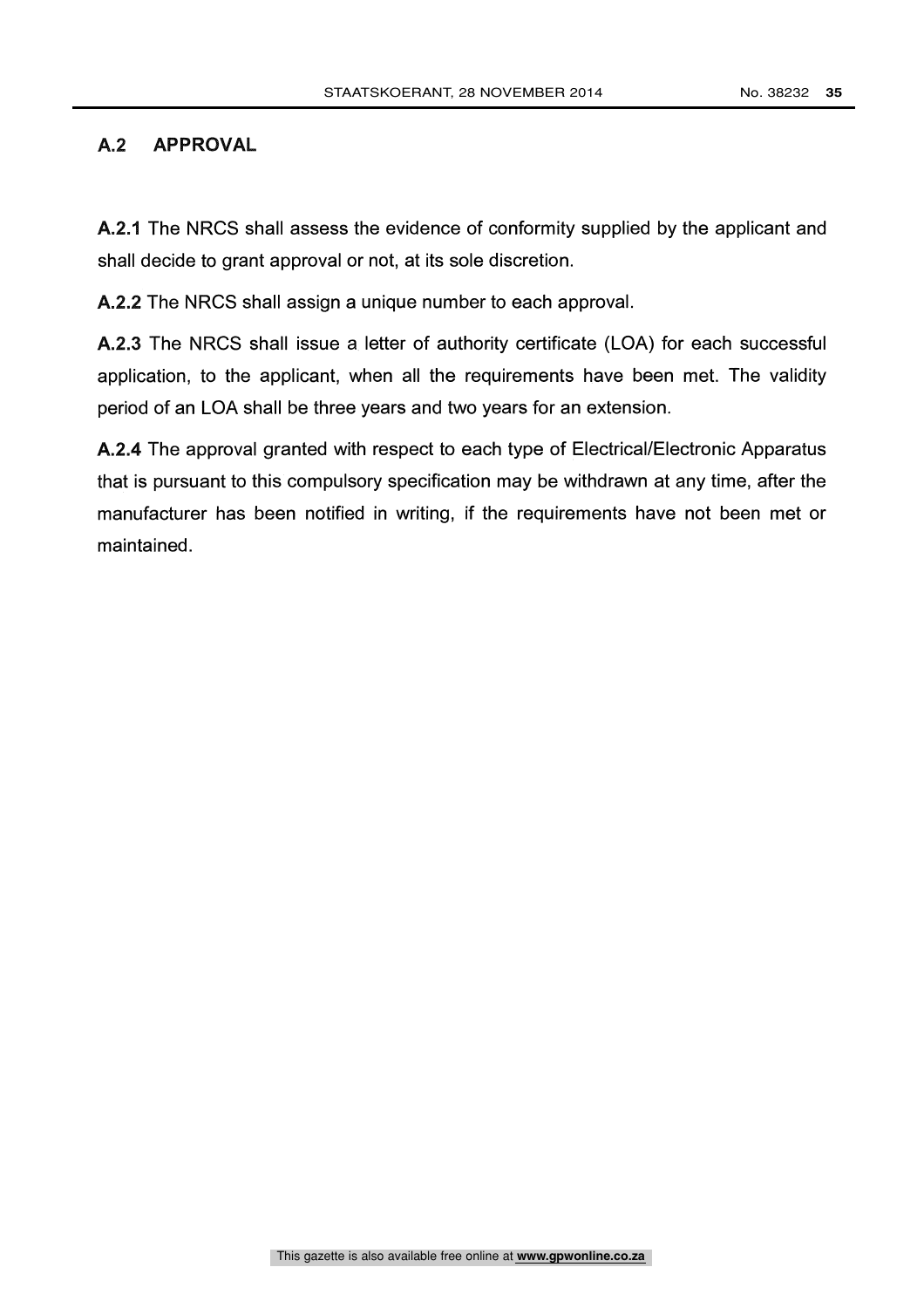## A.2 APPROVAL

**A.2.1** The NRCS shall assess the evidence of conformity supplied by the applicant and shall decide to grant approval or not, at its sole discretion.

**A.2.2** The NRCS shall assign a unique number to each approval.

**A.2.3** The NRCS shall issue a letter of authority certificate (LOA) for each successful application, to the applicant, when all the requirements have been met. The validity period of an LOA shall be three years and two years for an extension.

**A.2.4** The approval granted with respect to each type of Electrical/Electronic Apparatus that is pursuant to this compulsory specification may be withdrawn at any time, after the manufacturer has been notified in writing, if the requirements have not been met or maintained.